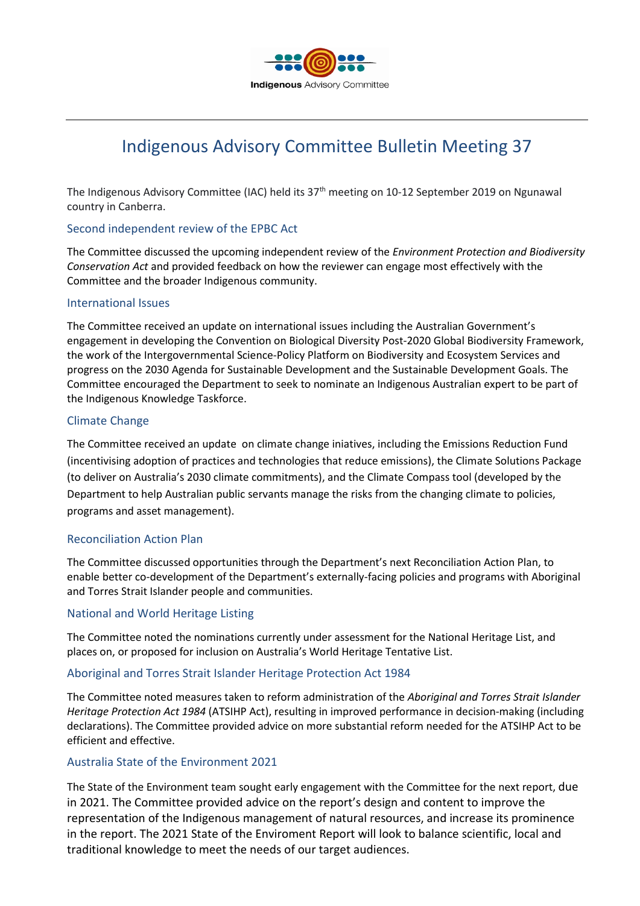Indigenous Advisory Committee

# Indigenous Advisory Committee Bulletin Meeting 37

The Indigenous Advisory Committee (IAC) held its 37th meeting on 10-12 September 2019 on Ngunawal country in Canberra.

## Second independent review of the EPBC Act

The Committee discussed the upcoming independent review of the *Environment Protection and Biodiversity Conservation Act* and provided feedback on how the reviewer can engage most effectively with the Committee and the broader Indigenous community.

## International Issues

The Committee received an update on international issues including the Australian Government's engagement in developing the Convention on Biological Diversity Post-2020 Global Biodiversity Framework, the work of the Intergovernmental Science-Policy Platform on Biodiversity and Ecosystem Services and progress on the 2030 Agenda for Sustainable Development and the Sustainable Development Goals. The Committee encouraged the Department to seek to nominate an Indigenous Australian expert to be part of the Indigenous Knowledge Taskforce.

## Climate Change

The Committee received an update on climate change iniatives, including the Emissions Reduction Fund (incentivising adoption of practices and technologies that reduce emissions), the Climate Solutions Package (to deliver on Australia's 2030 climate commitments), and the Climate Compass tool (developed by the Department to help Australian public servants manage the risks from the changing climate to policies, programs and asset management).

## Reconciliation Action Plan

The Committee discussed opportunities through the Department's next Reconciliation Action Plan, to enable better co-development of the Department's externally-facing policies and programs with Aboriginal and Torres Strait Islander people and communities.

## National and World Heritage Listing

The Committee noted the nominations currently under assessment for the National Heritage List, and places on, or proposed for inclusion on Australia's World Heritage Tentative List.

## Aboriginal and Torres Strait Islander Heritage Protection Act 1984

The Committee noted measures taken to reform administration of the *Aboriginal and Torres Strait Islander Heritage Protection Act 1984* (ATSIHP Act), resulting in improved performance in decision-making (including declarations). The Committee provided advice on more substantial reform needed for the ATSIHP Act to be efficient and effective.

## Australia State of the Environment 2021

The State of the Environment team sought early engagement with the Committee for the next report, due in 2021. The Committee provided advice on the report's design and content to improve the representation of the Indigenous management of natural resources, and increase its prominence in the report. The 2021 State of the Enviroment Report will look to balance scientific, local and traditional knowledge to meet the needs of our target audiences.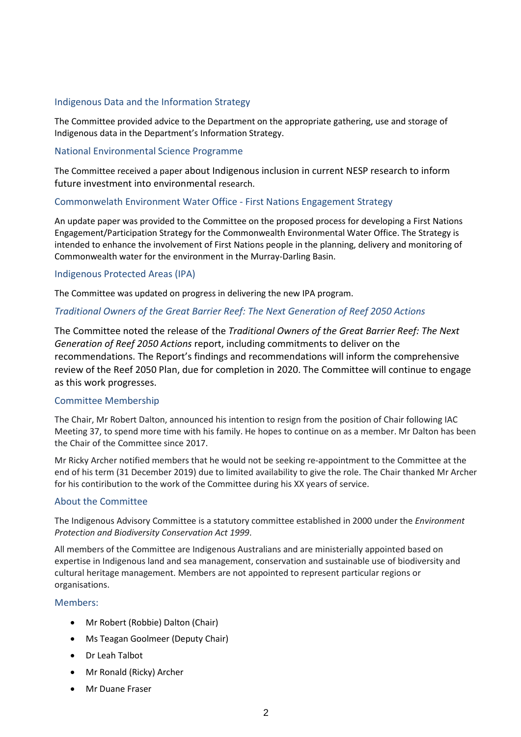## Indigenous Data and the Information Strategy

The Committee provided advice to the Department on the appropriate gathering, use and storage of Indigenous data in the Department's Information Strategy.

## National Environmental Science Programme

The Committee received a paper about Indigenous inclusion in current NESP research to inform future investment into environmental research.

## Commonwelath Environment Water Office - First Nations Engagement Strategy

An update paper was provided to the Committee on the proposed process for developing a First Nations Engagement/Participation Strategy for the Commonwealth Environmental Water Office. The Strategy is intended to enhance the involvement of First Nations people in the planning, delivery and monitoring of Commonwealth water for the environment in the Murray-Darling Basin.

## Indigenous Protected Areas (IPA)

The Committee was updated on progress in delivering the new IPA program.

## *Traditional Owners of the Great Barrier Reef: The Next Generation of Reef 2050 Actions*

The Committee noted the release of the *Traditional Owners of the Great Barrier Reef: The Next Generation of Reef 2050 Actions* report, including commitments to deliver on the recommendations. The Report's findings and recommendations will inform the comprehensive review of the Reef 2050 Plan, due for completion in 2020. The Committee will continue to engage as this work progresses.

## Committee Membership

The Chair, Mr Robert Dalton, announced his intention to resign from the position of Chair following IAC Meeting 37, to spend more time with his family. He hopes to continue on as a member. Mr Dalton has been the Chair of the Committee since 2017.

Mr Ricky Archer notified members that he would not be seeking re-appointment to the Committee at the end of his term (31 December 2019) due to limited availability to give the role. The Chair thanked Mr Archer for his contribution to the work of the Committee during his XX years of service.

## About the Committee

The Indigenous Advisory Committee is a statutory committee established in 2000 under the *Environment Protection and Biodiversity Conservation Act 1999*.

All members of the Committee are Indigenous Australians and are ministerially appointed based on expertise in Indigenous land and sea management, conservation and sustainable use of biodiversity and cultural heritage management. Members are not appointed to represent particular regions or organisations.

## Members:

- Mr Robert (Robbie) Dalton (Chair)
- Ms Teagan Goolmeer (Deputy Chair)
- Dr Leah Talbot
- Mr Ronald (Ricky) Archer
- Mr Duane Fraser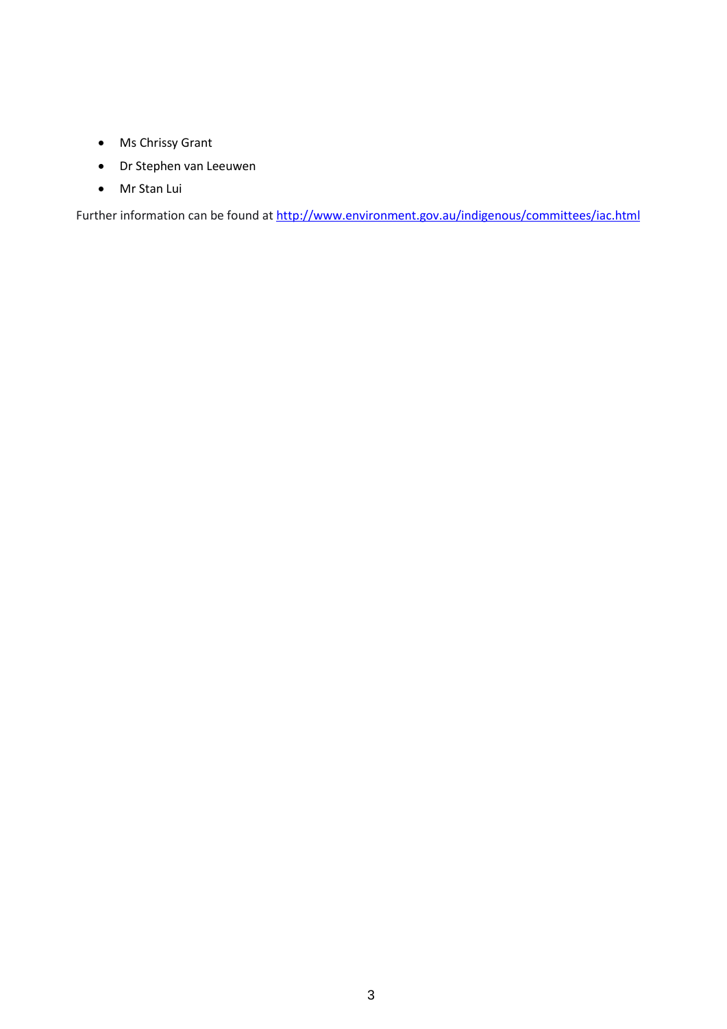- Ms Chrissy Grant
- Dr Stephen van Leeuwen
- Mr Stan Lui

Further information can be found at [http://www.environment.gov.au/indigenous/committees/iac.html](http://www.environment.gov.au/indigenous/committees/iac.html)